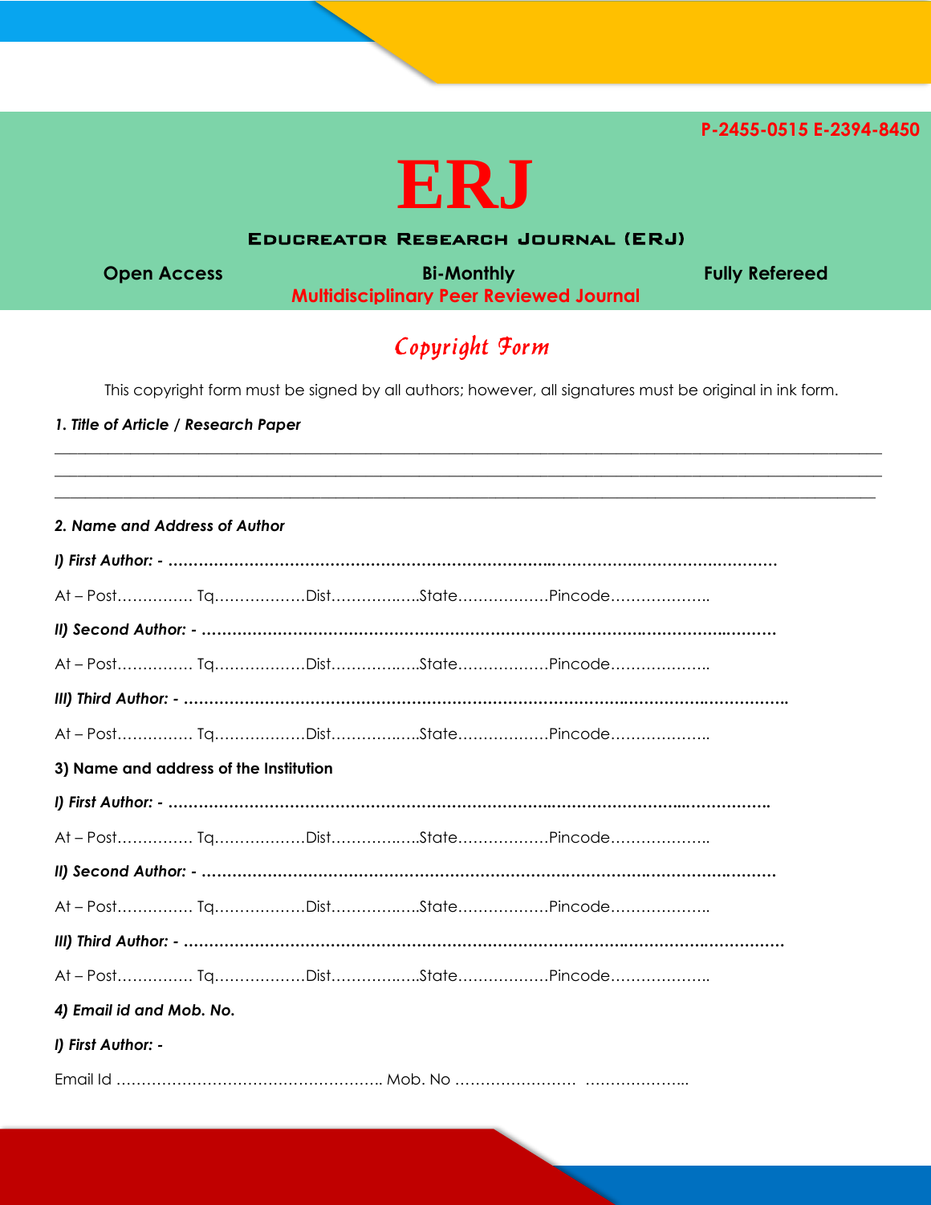P-2455-0515 E-2394-8450

# ERJ

## Educreator Research Journal (ERJ)

**Open Access** | **Bi-Monthly** | **Fully Refereed**

**Multidisciplinary Peer Reviewed Journal**

## *Copyright Form*

This copyright form must be signed by all authors; however, all signatures must be original in ink form.

***1. Title of Article / Research Paper***

______________________________________________________________________________

______________________________________________________________________________

______________________________________________________________________________

***2. Name and Address of Author***

***I) First Author: - ……………………………………………………………………………………………………………***

At – Post…………… Tq………………Dist……………..State………………Pincode………………..

***II) Second Author: - ………………………………………………………………………………………………………***

At – Post…………… Tq………………Dist……………..State………………Pincode………………..

***III) Third Author: - …………………………………………………………………………………………………………***

At – Post…………… Tq………………Dist……………..State………………Pincode………………..

**3) Name and address of the Institution**

***I) First Author: - ……………………………………………………………………………………………………………***

At – Post…………… Tq………………Dist……………..State………………Pincode………………..

***II) Second Author: - ………………………………………………………………………………………………………***

At – Post…………… Tq………………Dist……………..State………………Pincode………………..

***III) Third Author: - …………………………………………………………………………………………………………***

At – Post…………… Tq………………Dist……………..State………………Pincode………………..

***4) Email id and Mob. No.***

***I) First Author: -***

Email Id …………………………………………….. Mob. No …………………… ………………..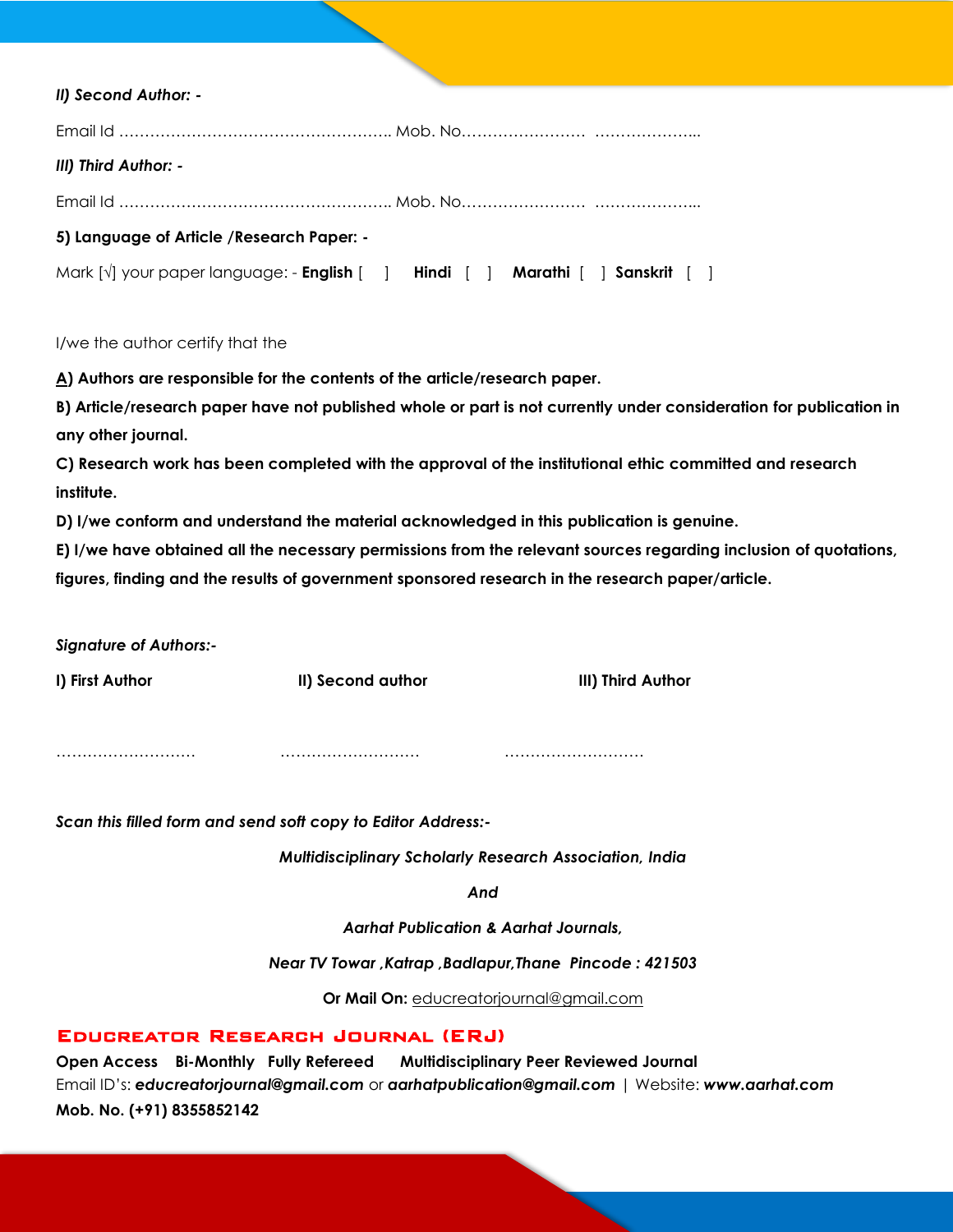***II) Second Author: -***

Email Id ……………………………………………. Mob. No…………………… ………………...

***III) Third Author: -***

Email Id ……………………………………………. Mob. No…………………… ………………...

**5) Language of Article /Research Paper: -**

Mark [√] your paper language: - **English** [ ] **Hindi** [ ] **Marathi** [ ] **Sanskrit** [ ]

I/we the author certify that the

**A) Authors are responsible for the contents of the article/research paper.**

**B) Article/research paper have not published whole or part is not currently under consideration for publication in any other journal.**

**C) Research work has been completed with the approval of the institutional ethic committed and research institute.**

**D) I/we conform and understand the material acknowledged in this publication is genuine.**

**E) I/we have obtained all the necessary permissions from the relevant sources regarding inclusion of quotations, figures, finding and the results of government sponsored research in the research paper/article.**

***Signature of Authors:-***

| I) First Author | II) Second author | III) Third Author |
|---|---|---|
| ……………………… | ……………………… | ……………………… |

***Scan this filled form and send soft copy to Editor Address:-***

***Multidisciplinary Scholarly Research Association, India***

***And***

***Aarhat Publication & Aarhat Journals,***

***Near TV Towar ,Katrap ,Badlapur,Thane Pincode : 421503***

**Or Mail On:** educreatorjournal@gmail.com

**EDUCREATOR RESEARCH JOURNAL (ERJ)**

**Open Access Bi-Monthly Fully Refereed Multidisciplinary Peer Reviewed Journal**

Email ID's: ***educreatorjournal@gmail.com*** or ***aarhatpublication@gmail.com*** | Website: ***www.aarhat.com***

**Mob. No. (+91) 8355852142**